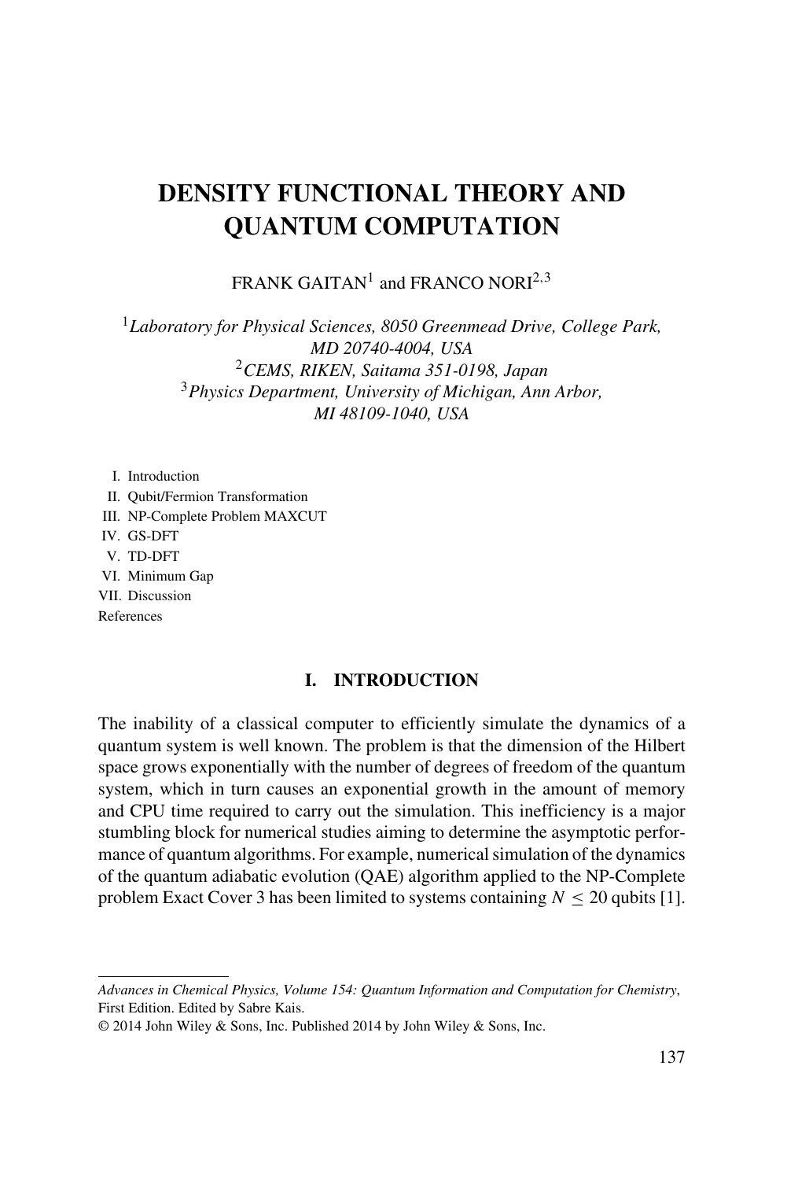# DENSITY FUNCTIONAL THEORY AND QUANTUM COMPUTATION

FRANK GAITAN[1] and FRANCO NORI[2,3]

[1]*Laboratory for Physical Sciences, 8050 Greenmead Drive, College Park, MD 20740-4004, USA*
[2]*CEMS, RIKEN, Saitama 351-0198, Japan*
[3]*Physics Department, University of Michigan, Ann Arbor, MI 48109-1040, USA*

- I. Introduction
- II. Qubit/Fermion Transformation
- III. NP-Complete Problem MAXCUT
- IV. GS-DFT
- V. TD-DFT
- VI. Minimum Gap
- VII. Discussion

References

## I. INTRODUCTION

The inability of a classical computer to efficiently simulate the dynamics of a quantum system is well known. The problem is that the dimension of the Hilbert space grows exponentially with the number of degrees of freedom of the quantum system, which in turn causes an exponential growth in the amount of memory and CPU time required to carry out the simulation. This inefficiency is a major stumbling block for numerical studies aiming to determine the asymptotic performance of quantum algorithms. For example, numerical simulation of the dynamics of the quantum adiabatic evolution (QAE) algorithm applied to the NP-Complete problem Exact Cover 3 has been limited to systems containing $N \leq 20$ qubits [1].

---

*Advances in Chemical Physics, Volume 154: Quantum Information and Computation for Chemistry*, First Edition. Edited by Sabre Kais.
© 2014 John Wiley & Sons, Inc. Published 2014 by John Wiley & Sons, Inc.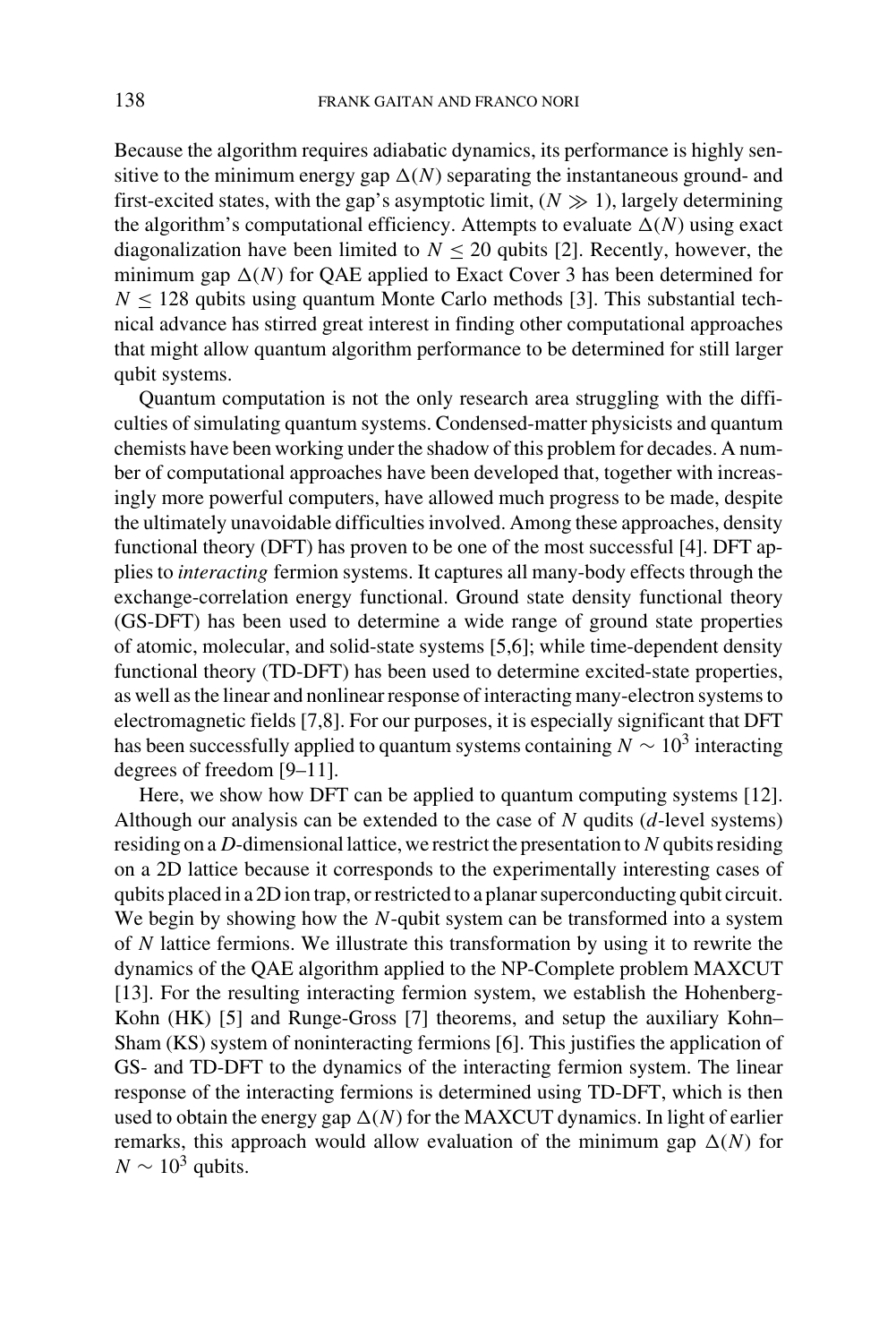Because the algorithm requires adiabatic dynamics, its performance is highly sensitive to the minimum energy gap $\Delta(N)$ separating the instantaneous ground- and first-excited states, with the gap's asymptotic limit, ($N \gg 1$), largely determining the algorithm's computational efficiency. Attempts to evaluate $\Delta(N)$ using exact diagonalization have been limited to $N \leq 20$ qubits [2]. Recently, however, the minimum gap $\Delta(N)$ for QAE applied to Exact Cover 3 has been determined for $N \leq 128$ qubits using quantum Monte Carlo methods [3]. This substantial technical advance has stirred great interest in finding other computational approaches that might allow quantum algorithm performance to be determined for still larger qubit systems.

Quantum computation is not the only research area struggling with the difficulties of simulating quantum systems. Condensed-matter physicists and quantum chemists have been working under the shadow of this problem for decades. A number of computational approaches have been developed that, together with increasingly more powerful computers, have allowed much progress to be made, despite the ultimately unavoidable difficulties involved. Among these approaches, density functional theory (DFT) has proven to be one of the most successful [4]. DFT applies to *interacting* fermion systems. It captures all many-body effects through the exchange-correlation energy functional. Ground state density functional theory (GS-DFT) has been used to determine a wide range of ground state properties of atomic, molecular, and solid-state systems [5,6]; while time-dependent density functional theory (TD-DFT) has been used to determine excited-state properties, as well as the linear and nonlinear response of interacting many-electron systems to electromagnetic fields [7,8]. For our purposes, it is especially significant that DFT has been successfully applied to quantum systems containing $N \sim 10^3$ interacting degrees of freedom [9–11].

Here, we show how DFT can be applied to quantum computing systems [12]. Although our analysis can be extended to the case of $N$ qudits ($d$-level systems) residing on a $D$-dimensional lattice, we restrict the presentation to $N$ qubits residing on a 2D lattice because it corresponds to the experimentally interesting cases of qubits placed in a 2D ion trap, or restricted to a planar superconducting qubit circuit. We begin by showing how the $N$-qubit system can be transformed into a system of $N$ lattice fermions. We illustrate this transformation by using it to rewrite the dynamics of the QAE algorithm applied to the NP-Complete problem MAXCUT [13]. For the resulting interacting fermion system, we establish the Hohenberg-Kohn (HK) [5] and Runge-Gross [7] theorems, and setup the auxiliary Kohn–Sham (KS) system of noninteracting fermions [6]. This justifies the application of GS- and TD-DFT to the dynamics of the interacting fermion system. The linear response of the interacting fermions is determined using TD-DFT, which is then used to obtain the energy gap $\Delta(N)$ for the MAXCUT dynamics. In light of earlier remarks, this approach would allow evaluation of the minimum gap $\Delta(N)$ for $N \sim 10^3$ qubits.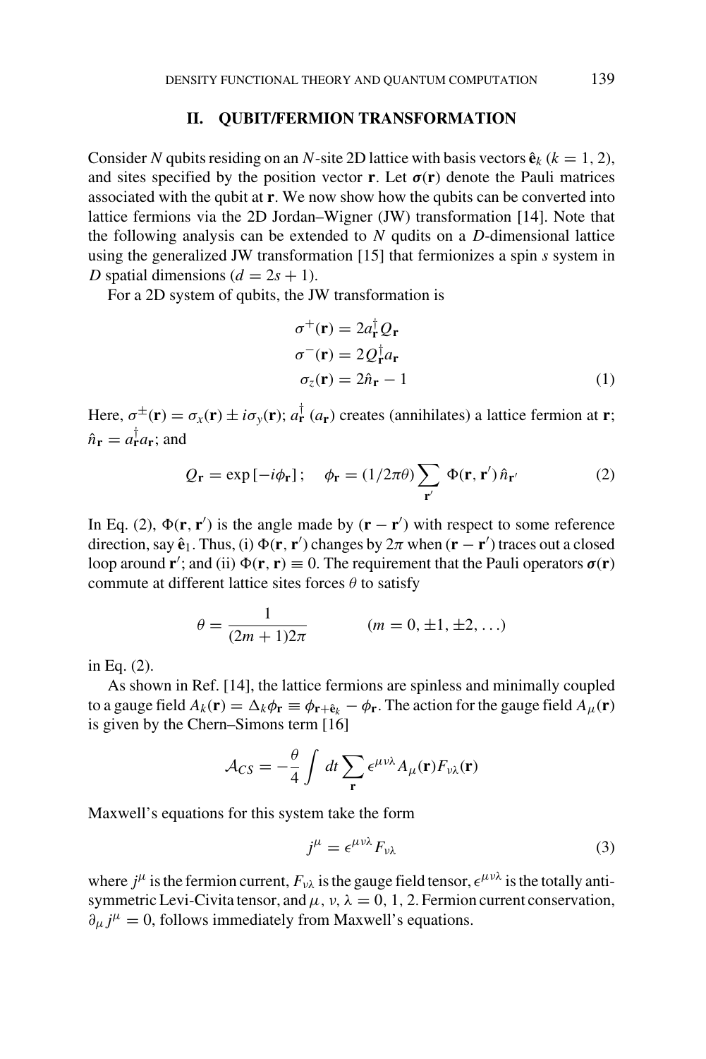## II. QUBIT/FERMION TRANSFORMATION

Consider $N$ qubits residing on an $N$-site 2D lattice with basis vectors $\hat{\mathbf{e}}_k$ ($k = 1, 2$), and sites specified by the position vector $\mathbf{r}$. Let $\boldsymbol{\sigma}(\mathbf{r})$ denote the Pauli matrices associated with the qubit at $\mathbf{r}$. We now show how the qubits can be converted into lattice fermions via the 2D Jordan–Wigner (JW) transformation [14]. Note that the following analysis can be extended to $N$ qudits on a $D$-dimensional lattice using the generalized JW transformation [15] that fermionizes a spin $s$ system in $D$ spatial dimensions ($d = 2s + 1$).

For a 2D system of qubits, the JW transformation is

$$
\begin{aligned}
\sigma^{+}(\mathbf{r}) &= 2a_{\mathbf{r}}^{\dagger} Q_{\mathbf{r}} \\
\sigma^{-}(\mathbf{r}) &= 2Q_{\mathbf{r}}^{\dagger} a_{\mathbf{r}} \\
\sigma_{z}(\mathbf{r}) &= 2\hat{n}_{\mathbf{r}} - 1
\end{aligned}
\tag{1}
$$

Here, $\sigma^{\pm}(\mathbf{r}) = \sigma_x(\mathbf{r}) \pm i\sigma_y(\mathbf{r})$; $a_{\mathbf{r}}^{\dagger}$ ($a_{\mathbf{r}}$) creates (annihilates) a lattice fermion at $\mathbf{r}$; $\hat{n}_{\mathbf{r}} = a_{\mathbf{r}}^{\dagger} a_{\mathbf{r}}$; and

$$
Q_{\mathbf{r}} = \exp\left[-i\phi_{\mathbf{r}}\right]; \quad \phi_{\mathbf{r}} = (1/2\pi\theta) \sum_{\mathbf{r}'} \Phi(\mathbf{r}, \mathbf{r}')\, \hat{n}_{\mathbf{r}'} \tag{2}
$$

In Eq. (2), $\Phi(\mathbf{r}, \mathbf{r}')$ is the angle made by $(\mathbf{r} - \mathbf{r}')$ with respect to some reference direction, say $\hat{\mathbf{e}}_1$. Thus, (i) $\Phi(\mathbf{r}, \mathbf{r}')$ changes by $2\pi$ when $(\mathbf{r} - \mathbf{r}')$ traces out a closed loop around $\mathbf{r}'$; and (ii) $\Phi(\mathbf{r}, \mathbf{r}) \equiv 0$. The requirement that the Pauli operators $\boldsymbol{\sigma}(\mathbf{r})$ commute at different lattice sites forces $\theta$ to satisfy

$$
\theta = \frac{1}{(2m + 1)2\pi} \qquad (m = 0, \pm 1, \pm 2, \ldots)
$$

in Eq. (2).

As shown in Ref. [14], the lattice fermions are spinless and minimally coupled to a gauge field $A_k(\mathbf{r}) = \Delta_k \phi_{\mathbf{r}} \equiv \phi_{\mathbf{r}+\hat{\mathbf{e}}_k} - \phi_{\mathbf{r}}$. The action for the gauge field $A_\mu(\mathbf{r})$ is given by the Chern–Simons term [16]

$$
\mathcal{A}_{CS} = -\frac{\theta}{4} \int dt \sum_{\mathbf{r}} \epsilon^{\mu\nu\lambda} A_{\mu}(\mathbf{r}) F_{\nu\lambda}(\mathbf{r})
$$

Maxwell's equations for this system take the form

$$
j^{\mu} = \epsilon^{\mu\nu\lambda} F_{\nu\lambda} \tag{3}
$$

where $j^\mu$ is the fermion current, $F_{\nu\lambda}$ is the gauge field tensor, $\epsilon^{\mu\nu\lambda}$ is the totally anti-symmetric Levi-Civita tensor, and $\mu, \nu, \lambda = 0, 1, 2$. Fermion current conservation, $\partial_\mu j^\mu = 0$, follows immediately from Maxwell's equations.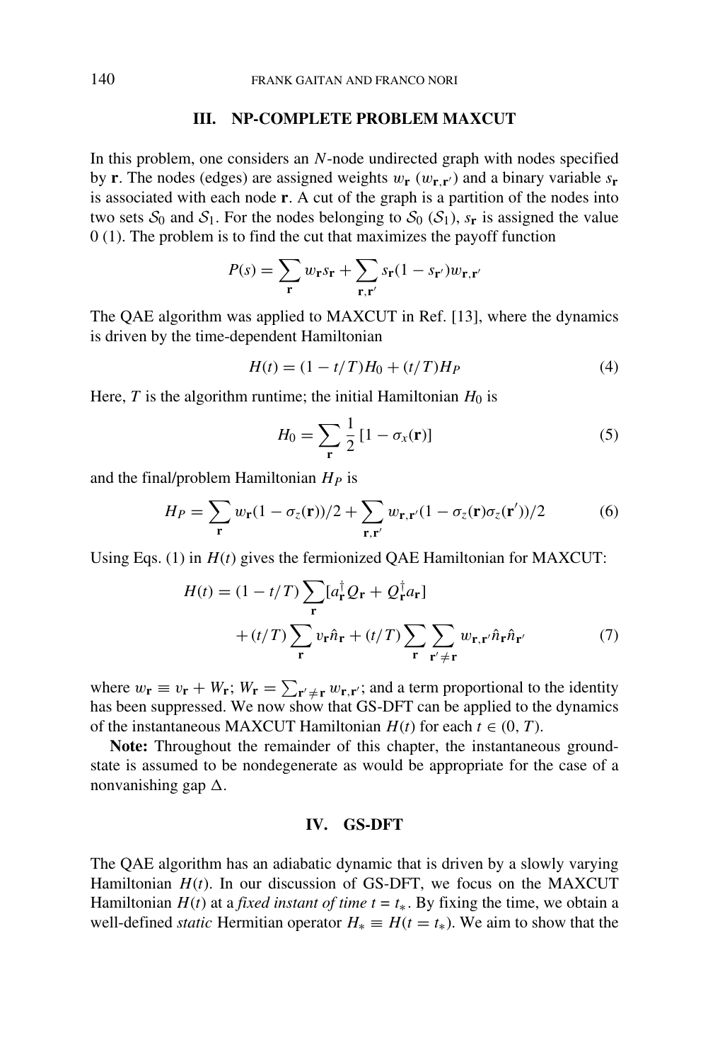## III. NP-COMPLETE PROBLEM MAXCUT

In this problem, one considers an $N$-node undirected graph with nodes specified by $\mathbf{r}$. The nodes (edges) are assigned weights $w_{\mathbf{r}}$ ($w_{\mathbf{r},\mathbf{r}'}$) and a binary variable $s_{\mathbf{r}}$ is associated with each node $\mathbf{r}$. A cut of the graph is a partition of the nodes into two sets $\mathcal{S}_0$ and $\mathcal{S}_1$. For the nodes belonging to $\mathcal{S}_0$ ($\mathcal{S}_1$), $s_{\mathbf{r}}$ is assigned the value 0 (1). The problem is to find the cut that maximizes the payoff function

$$P(s) = \sum_{\mathbf{r}} w_{\mathbf{r}} s_{\mathbf{r}} + \sum_{\mathbf{r},\mathbf{r}'} s_{\mathbf{r}}(1 - s_{\mathbf{r}'}) w_{\mathbf{r},\mathbf{r}'}$$

The QAE algorithm was applied to MAXCUT in Ref. [13], where the dynamics is driven by the time-dependent Hamiltonian

$$H(t) = (1 - t/T)H_0 + (t/T)H_P \tag{4}$$

Here, $T$ is the algorithm runtime; the initial Hamiltonian $H_0$ is

$$H_0 = \sum_{\mathbf{r}} \frac{1}{2}\left[1 - \sigma_x(\mathbf{r})\right] \tag{5}$$

and the final/problem Hamiltonian $H_P$ is

$$H_P = \sum_{\mathbf{r}} w_{\mathbf{r}}(1 - \sigma_z(\mathbf{r}))/2 + \sum_{\mathbf{r},\mathbf{r}'} w_{\mathbf{r},\mathbf{r}'}(1 - \sigma_z(\mathbf{r})\sigma_z(\mathbf{r}'))/2 \tag{6}$$

Using Eqs. (1) in $H(t)$ gives the fermionized QAE Hamiltonian for MAXCUT:

$$\begin{aligned} H(t) = (1 - t/T) &\sum_{\mathbf{r}} [a_{\mathbf{r}}^{\dagger} Q_{\mathbf{r}} + Q_{\mathbf{r}}^{\dagger} a_{\mathbf{r}}] \\ &+ (t/T) \sum_{\mathbf{r}} v_{\mathbf{r}} \hat{n}_{\mathbf{r}} + (t/T) \sum_{\mathbf{r}} \sum_{\mathbf{r}' \neq \mathbf{r}} w_{\mathbf{r},\mathbf{r}'} \hat{n}_{\mathbf{r}} \hat{n}_{\mathbf{r}'} \end{aligned} \tag{7}$$

where $w_{\mathbf{r}} \equiv v_{\mathbf{r}} + W_{\mathbf{r}}$; $W_{\mathbf{r}} = \sum_{\mathbf{r}' \neq \mathbf{r}} w_{\mathbf{r},\mathbf{r}'}$; and a term proportional to the identity has been suppressed. We now show that GS-DFT can be applied to the dynamics of the instantaneous MAXCUT Hamiltonian $H(t)$ for each $t \in (0, T)$.

**Note:** Throughout the remainder of this chapter, the instantaneous ground-state is assumed to be nondegenerate as would be appropriate for the case of a nonvanishing gap $\Delta$.

## IV. GS-DFT

The QAE algorithm has an adiabatic dynamic that is driven by a slowly varying Hamiltonian $H(t)$. In our discussion of GS-DFT, we focus on the MAXCUT Hamiltonian $H(t)$ at a *fixed instant of time* $t = t_*$. By fixing the time, we obtain a well-defined *static* Hermitian operator $H_* \equiv H(t = t_*)$. We aim to show that the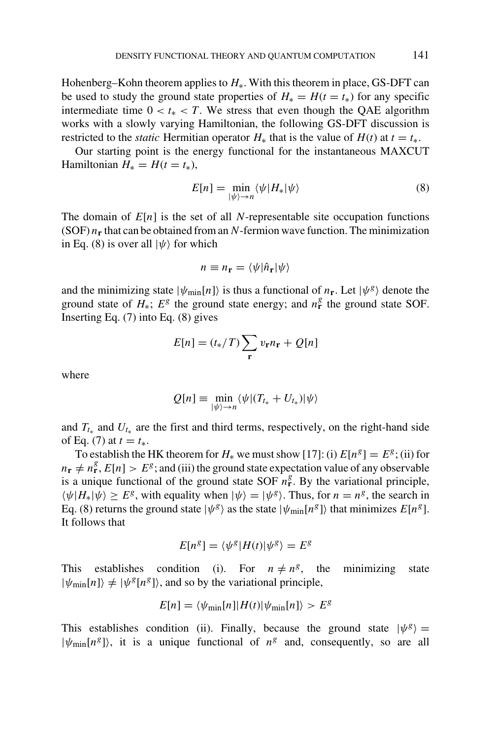Hohenberg–Kohn theorem applies to $H_*$. With this theorem in place, GS-DFT can be used to study the ground state properties of $H_* = H(t = t_*)$ for any specific intermediate time $0 < t_* < T$. We stress that even though the QAE algorithm works with a slowly varying Hamiltonian, the following GS-DFT discussion is restricted to the *static* Hermitian operator $H_*$ that is the value of $H(t)$ at $t = t_*$.

Our starting point is the energy functional for the instantaneous MAXCUT Hamiltonian $H_* = H(t = t_*)$,

$$E[n] = \min_{|\psi\rangle \to n} \langle \psi | H_* | \psi \rangle \tag{8}$$

The domain of $E[n]$ is the set of all $N$-representable site occupation functions (SOF) $n_{\mathbf{r}}$ that can be obtained from an $N$-fermion wave function. The minimization in Eq. (8) is over all $|\psi\rangle$ for which

$$n \equiv n_{\mathbf{r}} = \langle \psi | \hat{n}_{\mathbf{r}} | \psi \rangle$$

and the minimizing state $|\psi_{\min}[n]\rangle$ is thus a functional of $n_{\mathbf{r}}$. Let $|\psi^g\rangle$ denote the ground state of $H_*$; $E^g$ the ground state energy; and $n^g_{\mathbf{r}}$ the ground state SOF. Inserting Eq. (7) into Eq. (8) gives

$$E[n] = (t_*/T) \sum_{\mathbf{r}} v_{\mathbf{r}} n_{\mathbf{r}} + Q[n]$$

where

$$Q[n] \equiv \min_{|\psi\rangle \to n} \langle \psi | (T_{t_*} + U_{t_*}) | \psi \rangle$$

and $T_{t_*}$ and $U_{t_*}$ are the first and third terms, respectively, on the right-hand side of Eq. (7) at $t = t_*$.

To establish the HK theorem for $H_*$ we must show [17]: (i) $E[n^g] = E^g$; (ii) for $n_{\mathbf{r}} \neq n^g_{\mathbf{r}}$, $E[n] > E^g$; and (iii) the ground state expectation value of any observable is a unique functional of the ground state SOF $n^g_{\mathbf{r}}$. By the variational principle, $\langle \psi | H_* | \psi \rangle \geq E^g$, with equality when $|\psi\rangle = |\psi^g\rangle$. Thus, for $n = n^g$, the search in Eq. (8) returns the ground state $|\psi^g\rangle$ as the state $|\psi_{\min}[n^g]\rangle$ that minimizes $E[n^g]$. It follows that

$$E[n^g] = \langle \psi^g | H(t) | \psi^g \rangle = E^g$$

This establishes condition (i). For $n \neq n^g$, the minimizing state $|\psi_{\min}[n]\rangle \neq |\psi^g[n^g]\rangle$, and so by the variational principle,

$$E[n] = \langle \psi_{\min}[n] | H(t) | \psi_{\min}[n] \rangle > E^g$$

This establishes condition (ii). Finally, because the ground state $|\psi^g\rangle = |\psi_{\min}[n^g]\rangle$, it is a unique functional of $n^g$ and, consequently, so are all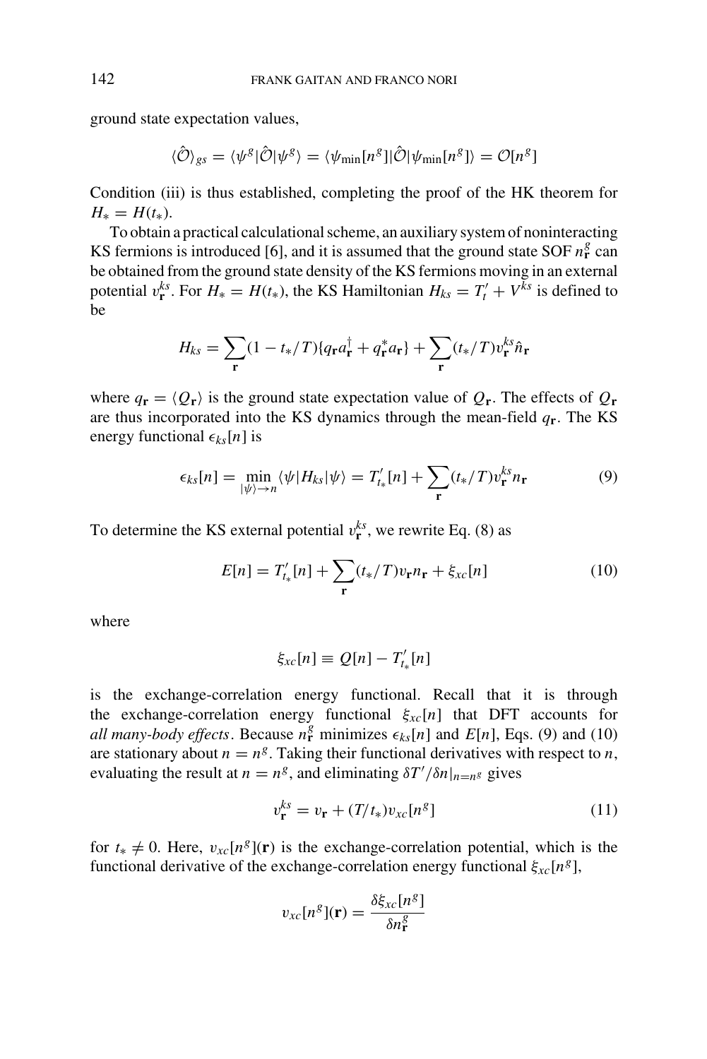ground state expectation values,

$$\langle \hat{\mathcal{O}} \rangle_{gs} = \langle \psi^g | \hat{\mathcal{O}} | \psi^g \rangle = \langle \psi_{\min}[n^g] | \hat{\mathcal{O}} | \psi_{\min}[n^g] \rangle = \mathcal{O}[n^g]$$

Condition (iii) is thus established, completing the proof of the HK theorem for $H_* = H(t_*)$.

To obtain a practical calculational scheme, an auxiliary system of noninteracting KS fermions is introduced [6], and it is assumed that the ground state SOF $n_{\mathbf{r}}^g$ can be obtained from the ground state density of the KS fermions moving in an external potential $v_{\mathbf{r}}^{ks}$. For $H_* = H(t_*)$, the KS Hamiltonian $H_{ks} = T_t' + V^{ks}$ is defined to be

$$H_{ks} = \sum_{\mathbf{r}} (1 - t_*/T)\{q_{\mathbf{r}} a_{\mathbf{r}}^\dagger + q_{\mathbf{r}}^* a_{\mathbf{r}}\} + \sum_{\mathbf{r}} (t_*/T) v_{\mathbf{r}}^{ks} \hat{n}_{\mathbf{r}}$$

where $q_{\mathbf{r}} = \langle Q_{\mathbf{r}} \rangle$ is the ground state expectation value of $Q_{\mathbf{r}}$. The effects of $Q_{\mathbf{r}}$ are thus incorporated into the KS dynamics through the mean-field $q_{\mathbf{r}}$. The KS energy functional $\epsilon_{ks}[n]$ is

$$\epsilon_{ks}[n] = \min_{|\psi\rangle \to n} \langle \psi | H_{ks} | \psi \rangle = T_{t_*}'[n] + \sum_{\mathbf{r}} (t_*/T) v_{\mathbf{r}}^{ks} n_{\mathbf{r}} \tag{9}$$

To determine the KS external potential $v_{\mathbf{r}}^{ks}$, we rewrite Eq. (8) as

$$E[n] = T_{t_*}'[n] + \sum_{\mathbf{r}} (t_*/T) v_{\mathbf{r}} n_{\mathbf{r}} + \xi_{xc}[n] \tag{10}$$

where

$$\xi_{xc}[n] \equiv Q[n] - T_{t_*}'[n]$$

is the exchange-correlation energy functional. Recall that it is through the exchange-correlation energy functional $\xi_{xc}[n]$ that DFT accounts for *all many-body effects*. Because $n_{\mathbf{r}}^g$ minimizes $\epsilon_{ks}[n]$ and $E[n]$, Eqs. (9) and (10) are stationary about $n = n^g$. Taking their functional derivatives with respect to $n$, evaluating the result at $n = n^g$, and eliminating $\delta T'/\delta n|_{n=n^g}$ gives

$$v_{\mathbf{r}}^{ks} = v_{\mathbf{r}} + (T/t_*) v_{xc}[n^g] \tag{11}$$

for $t_* \neq 0$. Here, $v_{xc}[n^g](\mathbf{r})$ is the exchange-correlation potential, which is the functional derivative of the exchange-correlation energy functional $\xi_{xc}[n^g]$,

$$v_{xc}[n^g](\mathbf{r}) = \frac{\delta \xi_{xc}[n^g]}{\delta n_{\mathbf{r}}^g}$$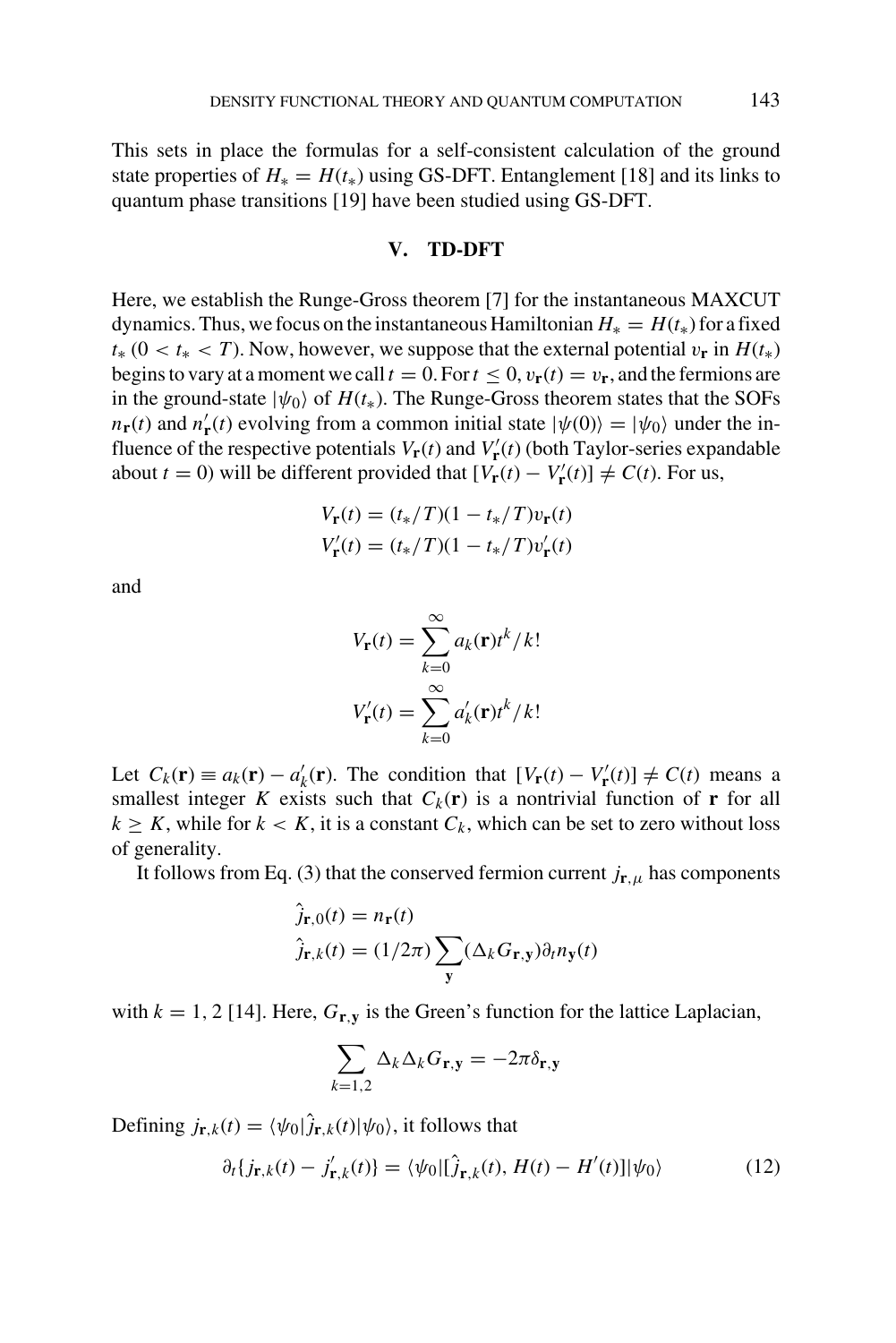This sets in place the formulas for a self-consistent calculation of the ground state properties of $H_* = H(t_*)$ using GS-DFT. Entanglement [18] and its links to quantum phase transitions [19] have been studied using GS-DFT.

## V. TD-DFT

Here, we establish the Runge-Gross theorem [7] for the instantaneous MAXCUT dynamics. Thus, we focus on the instantaneous Hamiltonian $H_* = H(t_*)$ for a fixed $t_*$ ($0 < t_* < T$). Now, however, we suppose that the external potential $v_{\mathbf{r}}$ in $H(t_*)$ begins to vary at a moment we call $t = 0$. For $t \leq 0$, $v_{\mathbf{r}}(t) = v_{\mathbf{r}}$, and the fermions are in the ground-state $|\psi_0\rangle$ of $H(t_*)$. The Runge-Gross theorem states that the SOFs $n_{\mathbf{r}}(t)$ and $n'_{\mathbf{r}}(t)$ evolving from a common initial state $|\psi(0)\rangle = |\psi_0\rangle$ under the influence of the respective potentials $V_{\mathbf{r}}(t)$ and $V'_{\mathbf{r}}(t)$ (both Taylor-series expandable about $t = 0$) will be different provided that $[V_{\mathbf{r}}(t) - V'_{\mathbf{r}}(t)] \neq C(t)$. For us,

$$
\begin{aligned}
V_{\mathbf{r}}(t) &= (t_*/T)(1 - t_*/T)v_{\mathbf{r}}(t) \\
V'_{\mathbf{r}}(t) &= (t_*/T)(1 - t_*/T)v'_{\mathbf{r}}(t)
\end{aligned}
$$

and

$$
\begin{aligned}
V_{\mathbf{r}}(t) &= \sum_{k=0}^{\infty} a_k(\mathbf{r})t^k/k! \\
V'_{\mathbf{r}}(t) &= \sum_{k=0}^{\infty} a'_k(\mathbf{r})t^k/k!
\end{aligned}
$$

Let $C_k(\mathbf{r}) \equiv a_k(\mathbf{r}) - a'_k(\mathbf{r})$. The condition that $[V_{\mathbf{r}}(t) - V'_{\mathbf{r}}(t)] \neq C(t)$ means a smallest integer $K$ exists such that $C_k(\mathbf{r})$ is a nontrivial function of $\mathbf{r}$ for all $k \geq K$, while for $k < K$, it is a constant $C_k$, which can be set to zero without loss of generality.

It follows from Eq. (3) that the conserved fermion current $j_{\mathbf{r},\mu}$ has components

$$
\begin{aligned}
\hat{j}_{\mathbf{r},0}(t) &= n_{\mathbf{r}}(t) \\
\hat{j}_{\mathbf{r},k}(t) &= (1/2\pi)\sum_{\mathbf{y}}(\Delta_k G_{\mathbf{r},\mathbf{y}})\partial_t n_{\mathbf{y}}(t)
\end{aligned}
$$

with $k = 1, 2$ [14]. Here, $G_{\mathbf{r},\mathbf{y}}$ is the Green's function for the lattice Laplacian,

$$
\sum_{k=1,2} \Delta_k \Delta_k G_{\mathbf{r},\mathbf{y}} = -2\pi\delta_{\mathbf{r},\mathbf{y}}
$$

Defining $j_{\mathbf{r},k}(t) = \langle\psi_0|\hat{j}_{\mathbf{r},k}(t)|\psi_0\rangle$, it follows that

$$
\partial_t\{j_{\mathbf{r},k}(t) - j'_{\mathbf{r},k}(t)\} = \langle\psi_0|[\hat{j}_{\mathbf{r},k}(t), H(t) - H'(t)]|\psi_0\rangle \tag{12}
$$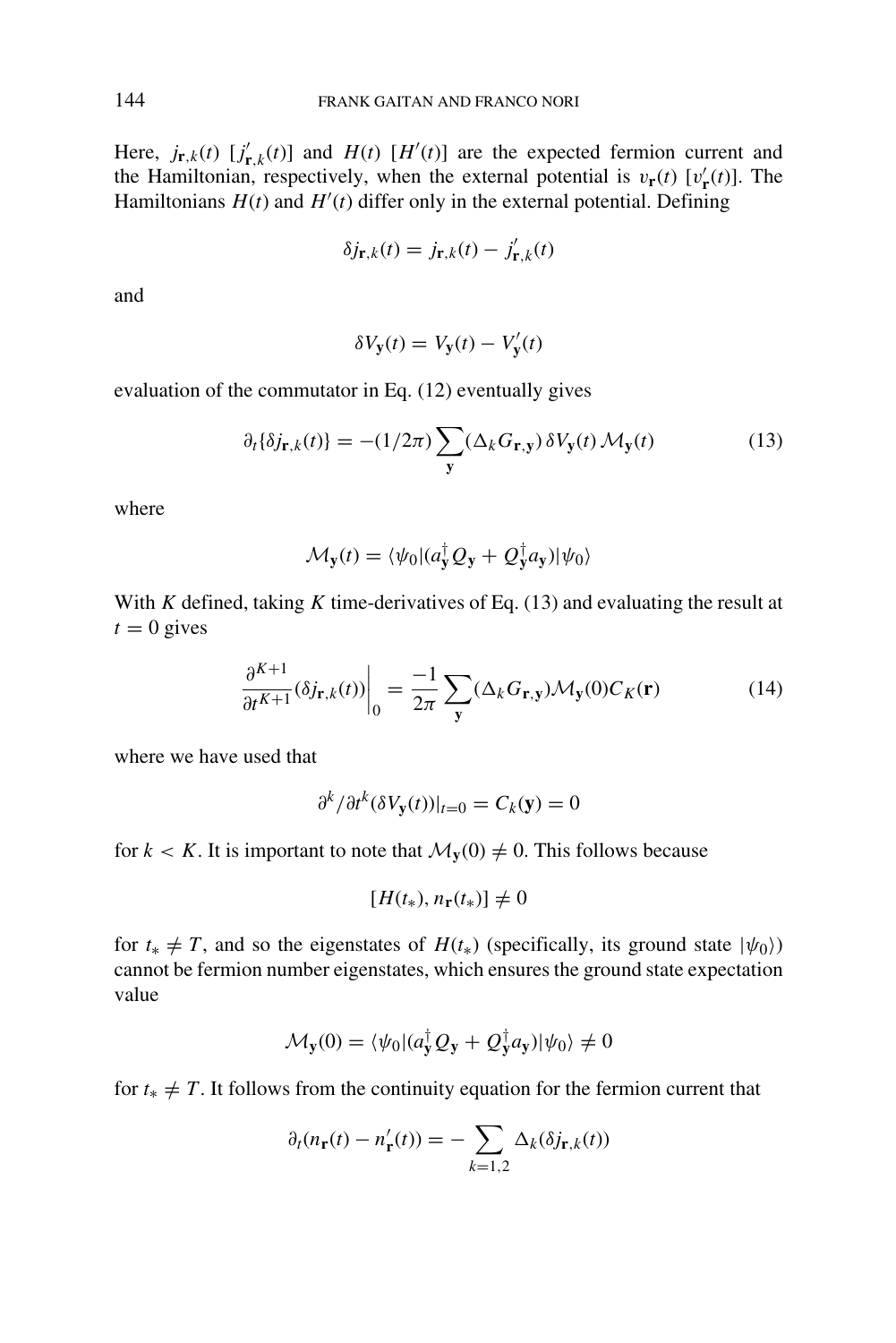Here, $j_{\mathbf{r},k}(t)$ $[j'_{\mathbf{r},k}(t)]$ and $H(t)$ $[H'(t)]$ are the expected fermion current and the Hamiltonian, respectively, when the external potential is $v_{\mathbf{r}}(t)$ $[v'_{\mathbf{r}}(t)]$. The Hamiltonians $H(t)$ and $H'(t)$ differ only in the external potential. Defining

$$\delta j_{\mathbf{r},k}(t) = j_{\mathbf{r},k}(t) - j'_{\mathbf{r},k}(t)$$

and

$$\delta V_{\mathbf{y}}(t) = V_{\mathbf{y}}(t) - V'_{\mathbf{y}}(t)$$

evaluation of the commutator in Eq. (12) eventually gives

$$\partial_t\{\delta j_{\mathbf{r},k}(t)\} = -(1/2\pi)\sum_{\mathbf{y}}(\Delta_k G_{\mathbf{r},\mathbf{y}})\,\delta V_{\mathbf{y}}(t)\,\mathcal{M}_{\mathbf{y}}(t) \tag{13}$$

where

$$\mathcal{M}_{\mathbf{y}}(t) = \langle\psi_0|(a^\dagger_{\mathbf{y}}Q_{\mathbf{y}} + Q^\dagger_{\mathbf{y}}a_{\mathbf{y}})|\psi_0\rangle$$

With $K$ defined, taking $K$ time-derivatives of Eq. (13) and evaluating the result at $t = 0$ gives

$$\left.\frac{\partial^{K+1}}{\partial t^{K+1}}(\delta j_{\mathbf{r},k}(t))\right|_0 = \frac{-1}{2\pi}\sum_{\mathbf{y}}(\Delta_k G_{\mathbf{r},\mathbf{y}})\mathcal{M}_{\mathbf{y}}(0)C_K(\mathbf{r}) \tag{14}$$

where we have used that

$$\partial^k/\partial t^k(\delta V_{\mathbf{y}}(t))|_{t=0} = C_k(\mathbf{y}) = 0$$

for $k < K$. It is important to note that $\mathcal{M}_{\mathbf{y}}(0) \neq 0$. This follows because

$$[H(t_*), n_{\mathbf{r}}(t_*)] \neq 0$$

for $t_* \neq T$, and so the eigenstates of $H(t_*)$ (specifically, its ground state $|\psi_0\rangle$) cannot be fermion number eigenstates, which ensures the ground state expectation value

$$\mathcal{M}_{\mathbf{y}}(0) = \langle\psi_0|(a^\dagger_{\mathbf{y}}Q_{\mathbf{y}} + Q^\dagger_{\mathbf{y}}a_{\mathbf{y}})|\psi_0\rangle \neq 0$$

for $t_* \neq T$. It follows from the continuity equation for the fermion current that

$$\partial_t(n_{\mathbf{r}}(t) - n'_{\mathbf{r}}(t)) = -\sum_{k=1,2}\Delta_k(\delta j_{\mathbf{r},k}(t))$$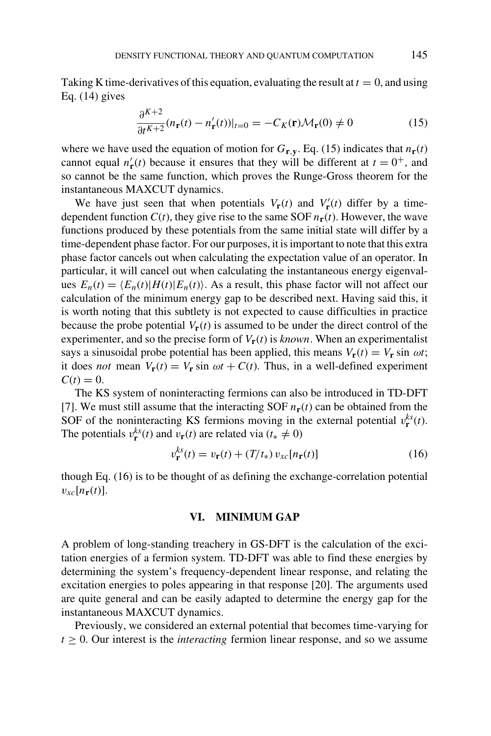Taking K time-derivatives of this equation, evaluating the result at $t = 0$, and using Eq. (14) gives

$$\frac{\partial^{K+2}}{\partial t^{K+2}}(n_{\mathbf{r}}(t) - n'_{\mathbf{r}}(t))|_{t=0} = -C_K(\mathbf{r})\mathcal{M}_{\mathbf{r}}(0) \neq 0 \tag{15}$$

where we have used the equation of motion for $G_{\mathbf{r},\mathbf{y}}$. Eq. (15) indicates that $n_{\mathbf{r}}(t)$ cannot equal $n'_{\mathbf{r}}(t)$ because it ensures that they will be different at $t = 0^+$, and so cannot be the same function, which proves the Runge-Gross theorem for the instantaneous MAXCUT dynamics.

We have just seen that when potentials $V_{\mathbf{r}}(t)$ and $V'_{\mathbf{r}}(t)$ differ by a time-dependent function $C(t)$, they give rise to the same SOF $n_{\mathbf{r}}(t)$. However, the wave functions produced by these potentials from the same initial state will differ by a time-dependent phase factor. For our purposes, it is important to note that this extra phase factor cancels out when calculating the expectation value of an operator. In particular, it will cancel out when calculating the instantaneous energy eigenvalues $E_n(t) = \langle E_n(t)|H(t)|E_n(t)\rangle$. As a result, this phase factor will not affect our calculation of the minimum energy gap to be described next. Having said this, it is worth noting that this subtlety is not expected to cause difficulties in practice because the probe potential $V_{\mathbf{r}}(t)$ is assumed to be under the direct control of the experimenter, and so the precise form of $V_{\mathbf{r}}(t)$ is *known*. When an experimentalist says a sinusoidal probe potential has been applied, this means $V_{\mathbf{r}}(t) = V_{\mathbf{r}} \sin \omega t$; it does *not* mean $V_{\mathbf{r}}(t) = V_{\mathbf{r}} \sin \omega t + C(t)$. Thus, in a well-defined experiment $C(t) = 0$.

The KS system of noninteracting fermions can also be introduced in TD-DFT [7]. We must still assume that the interacting SOF $n_{\mathbf{r}}(t)$ can be obtained from the SOF of the noninteracting KS fermions moving in the external potential $v^{ks}_{\mathbf{r}}(t)$. The potentials $v^{ks}_{\mathbf{r}}(t)$ and $v_{\mathbf{r}}(t)$ are related via ($t_* \neq 0$)

$$v^{ks}_{\mathbf{r}}(t) = v_{\mathbf{r}}(t) + (T/t_*)\, v_{xc}[n_{\mathbf{r}}(t)] \tag{16}$$

though Eq. (16) is to be thought of as defining the exchange-correlation potential $v_{xc}[n_{\mathbf{r}}(t)]$.

## VI. MINIMUM GAP

A problem of long-standing treachery in GS-DFT is the calculation of the excitation energies of a fermion system. TD-DFT was able to find these energies by determining the system's frequency-dependent linear response, and relating the excitation energies to poles appearing in that response [20]. The arguments used are quite general and can be easily adapted to determine the energy gap for the instantaneous MAXCUT dynamics.

Previously, we considered an external potential that becomes time-varying for $t \geq 0$. Our interest is the *interacting* fermion linear response, and so we assume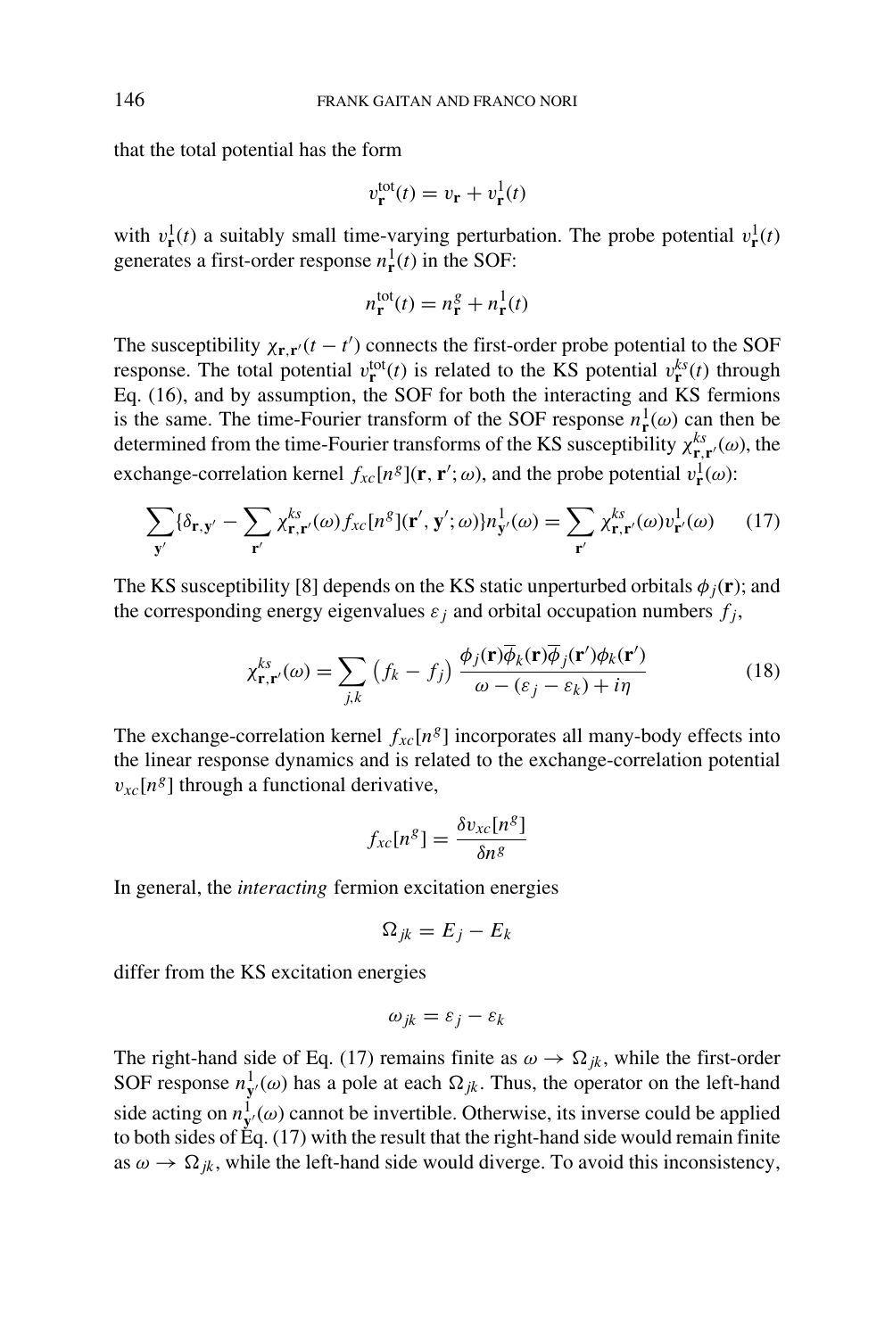that the total potential has the form

$$v_{\mathbf{r}}^{\mathrm{tot}}(t) = v_{\mathbf{r}} + v_{\mathbf{r}}^{1}(t)$$

with $v_{\mathbf{r}}^{1}(t)$ a suitably small time-varying perturbation. The probe potential $v_{\mathbf{r}}^{1}(t)$ generates a first-order response $n_{\mathbf{r}}^{1}(t)$ in the SOF:

$$n_{\mathbf{r}}^{\mathrm{tot}}(t) = n_{\mathbf{r}}^{g} + n_{\mathbf{r}}^{1}(t)$$

The susceptibility $\chi_{\mathbf{r},\mathbf{r}'}(t-t')$ connects the first-order probe potential to the SOF response. The total potential $v_{\mathbf{r}}^{\mathrm{tot}}(t)$ is related to the KS potential $v_{\mathbf{r}}^{ks}(t)$ through Eq. (16), and by assumption, the SOF for both the interacting and KS fermions is the same. The time-Fourier transform of the SOF response $n_{\mathbf{r}}^{1}(\omega)$ can then be determined from the time-Fourier transforms of the KS susceptibility $\chi_{\mathbf{r},\mathbf{r}'}^{ks}(\omega)$, the exchange-correlation kernel $f_{xc}[n^{g}](\mathbf{r},\mathbf{r}';\omega)$, and the probe potential $v_{\mathbf{r}}^{1}(\omega)$:

$$\sum_{\mathbf{y}'}\Big\{\delta_{\mathbf{r},\mathbf{y}'} - \sum_{\mathbf{r}'}\chi_{\mathbf{r},\mathbf{r}'}^{ks}(\omega) f_{xc}[n^{g}](\mathbf{r}',\mathbf{y}';\omega)\Big\} n_{\mathbf{y}'}^{1}(\omega) = \sum_{\mathbf{r}'}\chi_{\mathbf{r},\mathbf{r}'}^{ks}(\omega) v_{\mathbf{r}'}^{1}(\omega) \tag{17}$$

The KS susceptibility [8] depends on the KS static unperturbed orbitals $\phi_{j}(\mathbf{r})$; and the corresponding energy eigenvalues $\varepsilon_{j}$ and orbital occupation numbers $f_{j}$,

$$\chi_{\mathbf{r},\mathbf{r}'}^{ks}(\omega) = \sum_{j,k}\left(f_{k} - f_{j}\right)\frac{\phi_{j}(\mathbf{r})\overline{\phi}_{k}(\mathbf{r})\overline{\phi}_{j}(\mathbf{r}')\phi_{k}(\mathbf{r}')}{\omega - (\varepsilon_{j} - \varepsilon_{k}) + i\eta} \tag{18}$$

The exchange-correlation kernel $f_{xc}[n^{g}]$ incorporates all many-body effects into the linear response dynamics and is related to the exchange-correlation potential $v_{xc}[n^{g}]$ through a functional derivative,

$$f_{xc}[n^{g}] = \frac{\delta v_{xc}[n^{g}]}{\delta n^{g}}$$

In general, the *interacting* fermion excitation energies

$$\Omega_{jk} = E_{j} - E_{k}$$

differ from the KS excitation energies

$$\omega_{jk} = \varepsilon_{j} - \varepsilon_{k}$$

The right-hand side of Eq. (17) remains finite as $\omega \to \Omega_{jk}$, while the first-order SOF response $n_{\mathbf{y}'}^{1}(\omega)$ has a pole at each $\Omega_{jk}$. Thus, the operator on the left-hand side acting on $n_{\mathbf{y}'}^{1}(\omega)$ cannot be invertible. Otherwise, its inverse could be applied to both sides of Eq. (17) with the result that the right-hand side would remain finite as $\omega \to \Omega_{jk}$, while the left-hand side would diverge. To avoid this inconsistency,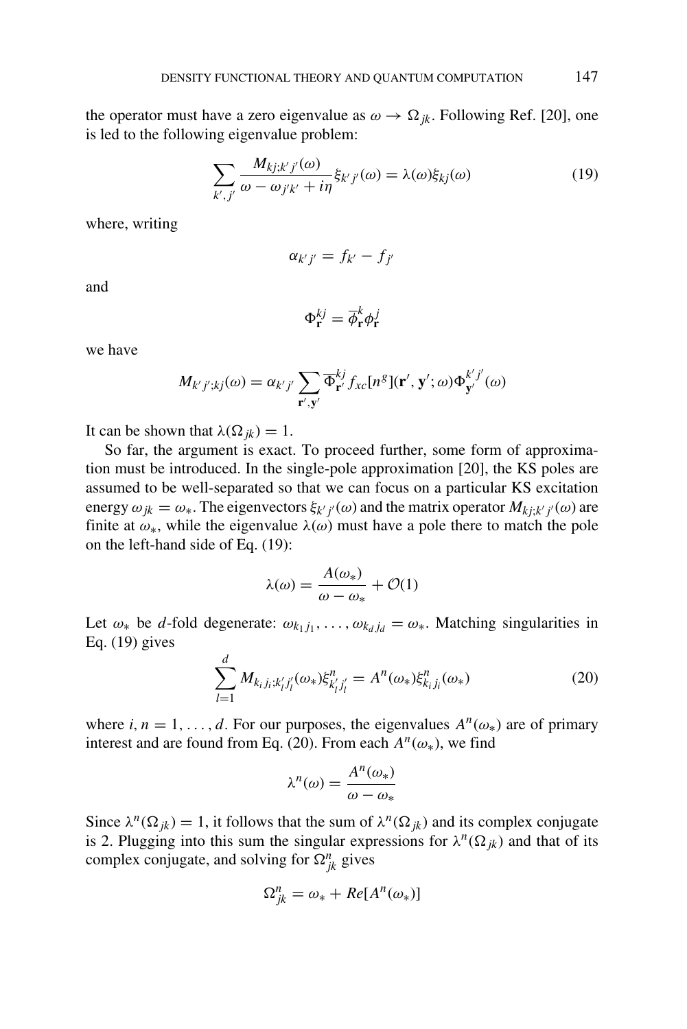the operator must have a zero eigenvalue as $\omega \to \Omega_{jk}$. Following Ref. [20], one is led to the following eigenvalue problem:

$$\sum_{k',j'} \frac{M_{kj;k'j'}(\omega)}{\omega - \omega_{j'k'} + i\eta} \xi_{k'j'}(\omega) = \lambda(\omega)\xi_{kj}(\omega) \tag{19}$$

where, writing

$$\alpha_{k'j'} = f_{k'} - f_{j'}$$

and

$$\Phi_{\mathbf{r}}^{kj} = \overline{\phi}_{\mathbf{r}}^{k} \phi_{\mathbf{r}}^{j}$$

we have

$$M_{k'j';kj}(\omega) = \alpha_{k'j'} \sum_{\mathbf{r}',\mathbf{y}'} \overline{\Phi}_{\mathbf{r}'}^{kj} f_{xc}[n^g](\mathbf{r}', \mathbf{y}'; \omega) \Phi_{\mathbf{y}'}^{k'j'}(\omega)$$

It can be shown that $\lambda(\Omega_{jk}) = 1$.

So far, the argument is exact. To proceed further, some form of approximation must be introduced. In the single-pole approximation [20], the KS poles are assumed to be well-separated so that we can focus on a particular KS excitation energy $\omega_{jk} = \omega_*$. The eigenvectors $\xi_{k'j'}(\omega)$ and the matrix operator $M_{kj;k'j'}(\omega)$ are finite at $\omega_*$, while the eigenvalue $\lambda(\omega)$ must have a pole there to match the pole on the left-hand side of Eq. (19):

$$\lambda(\omega) = \frac{A(\omega_*)}{\omega - \omega_*} + \mathcal{O}(1)$$

Let $\omega_*$ be $d$-fold degenerate: $\omega_{k_1 j_1}, \ldots, \omega_{k_d j_d} = \omega_*$. Matching singularities in Eq. (19) gives

$$\sum_{l=1}^{d} M_{k_i j_i; k'_l j'_l}(\omega_*) \xi^n_{k'_l j'_l} = A^n(\omega_*) \xi^n_{k_i j_i}(\omega_*) \tag{20}$$

where $i, n = 1, \ldots, d$. For our purposes, the eigenvalues $A^n(\omega_*)$ are of primary interest and are found from Eq. (20). From each $A^n(\omega_*)$, we find

$$\lambda^n(\omega) = \frac{A^n(\omega_*)}{\omega - \omega_*}$$

Since $\lambda^n(\Omega_{jk}) = 1$, it follows that the sum of $\lambda^n(\Omega_{jk})$ and its complex conjugate is 2. Plugging into this sum the singular expressions for $\lambda^n(\Omega_{jk})$ and that of its complex conjugate, and solving for $\Omega^n_{jk}$ gives

$$\Omega^n_{jk} = \omega_* + Re[A^n(\omega_*)]$$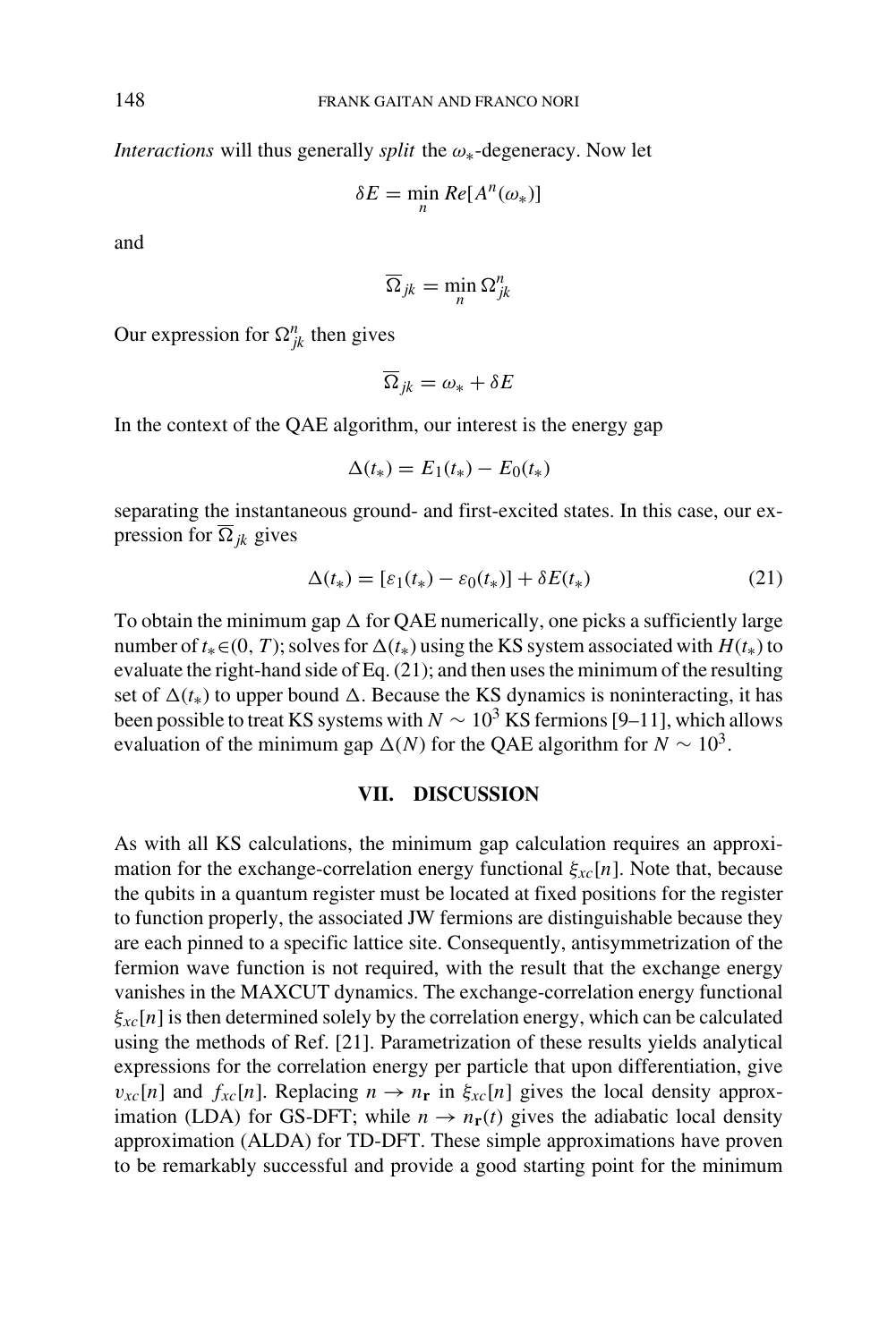*Interactions* will thus generally *split* the $\omega_*$-degeneracy. Now let

$$\delta E = \min_n Re[A^n(\omega_*)]$$

and

$$\overline{\Omega}_{jk} = \min_n \Omega^n_{jk}$$

Our expression for $\Omega^n_{jk}$ then gives

$$\overline{\Omega}_{jk} = \omega_* + \delta E$$

In the context of the QAE algorithm, our interest is the energy gap

$$\Delta(t_*) = E_1(t_*) - E_0(t_*)$$

separating the instantaneous ground- and first-excited states. In this case, our expression for $\overline{\Omega}_{jk}$ gives

$$\Delta(t_*) = [\varepsilon_1(t_*) - \varepsilon_0(t_*)] + \delta E(t_*) \tag{21}$$

To obtain the minimum gap $\Delta$ for QAE numerically, one picks a sufficiently large number of $t_* \in (0, T)$; solves for $\Delta(t_*)$ using the KS system associated with $H(t_*)$ to evaluate the right-hand side of Eq. (21); and then uses the minimum of the resulting set of $\Delta(t_*)$ to upper bound $\Delta$. Because the KS dynamics is noninteracting, it has been possible to treat KS systems with $N \sim 10^3$ KS fermions [9–11], which allows evaluation of the minimum gap $\Delta(N)$ for the QAE algorithm for $N \sim 10^3$.

## VII. DISCUSSION

As with all KS calculations, the minimum gap calculation requires an approximation for the exchange-correlation energy functional $\xi_{xc}[n]$. Note that, because the qubits in a quantum register must be located at fixed positions for the register to function properly, the associated JW fermions are distinguishable because they are each pinned to a specific lattice site. Consequently, antisymmetrization of the fermion wave function is not required, with the result that the exchange energy vanishes in the MAXCUT dynamics. The exchange-correlation energy functional $\xi_{xc}[n]$ is then determined solely by the correlation energy, which can be calculated using the methods of Ref. [21]. Parametrization of these results yields analytical expressions for the correlation energy per particle that upon differentiation, give $v_{xc}[n]$ and $f_{xc}[n]$. Replacing $n \rightarrow n_{\mathbf{r}}$ in $\xi_{xc}[n]$ gives the local density approximation (LDA) for GS-DFT; while $n \rightarrow n_{\mathbf{r}}(t)$ gives the adiabatic local density approximation (ALDA) for TD-DFT. These simple approximations have proven to be remarkably successful and provide a good starting point for the minimum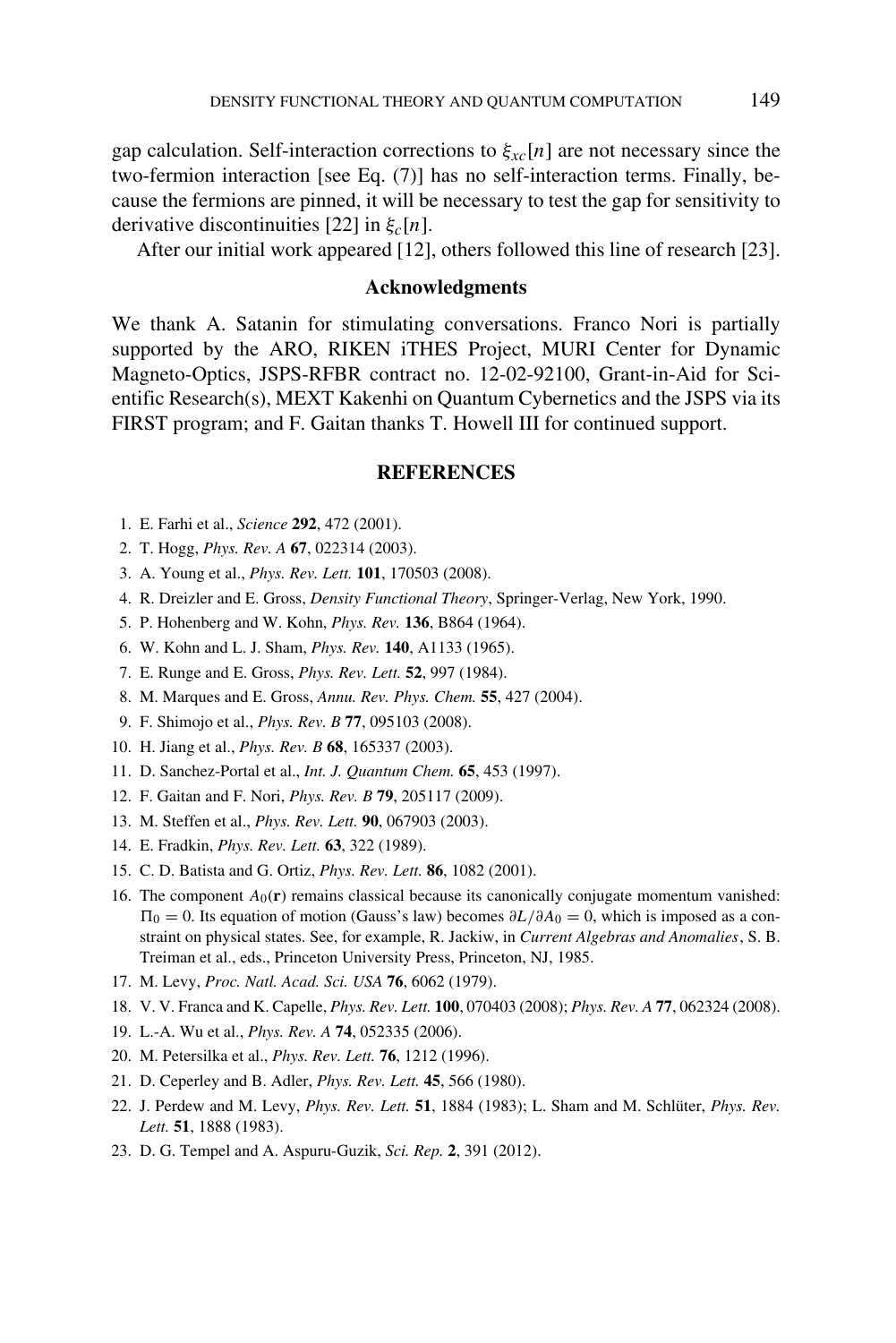gap calculation. Self-interaction corrections to $\xi_{xc}[n]$ are not necessary since the two-fermion interaction [see Eq. (7)] has no self-interaction terms. Finally, because the fermions are pinned, it will be necessary to test the gap for sensitivity to derivative discontinuities [22] in $\xi_c[n]$.

After our initial work appeared [12], others followed this line of research [23].

## Acknowledgments

We thank A. Satanin for stimulating conversations. Franco Nori is partially supported by the ARO, RIKEN iTHES Project, MURI Center for Dynamic Magneto-Optics, JSPS-RFBR contract no. 12-02-92100, Grant-in-Aid for Scientific Research(s), MEXT Kakenhi on Quantum Cybernetics and the JSPS via its FIRST program; and F. Gaitan thanks T. Howell III for continued support.

## REFERENCES

1. E. Farhi et al., *Science* **292**, 472 (2001).
2. T. Hogg, *Phys. Rev. A* **67**, 022314 (2003).
3. A. Young et al., *Phys. Rev. Lett.* **101**, 170503 (2008).
4. R. Dreizler and E. Gross, *Density Functional Theory*, Springer-Verlag, New York, 1990.
5. P. Hohenberg and W. Kohn, *Phys. Rev.* **136**, B864 (1964).
6. W. Kohn and L. J. Sham, *Phys. Rev.* **140**, A1133 (1965).
7. E. Runge and E. Gross, *Phys. Rev. Lett.* **52**, 997 (1984).
8. M. Marques and E. Gross, *Annu. Rev. Phys. Chem.* **55**, 427 (2004).
9. F. Shimojo et al., *Phys. Rev. B* **77**, 095103 (2008).
10. H. Jiang et al., *Phys. Rev. B* **68**, 165337 (2003).
11. D. Sanchez-Portal et al., *Int. J. Quantum Chem.* **65**, 453 (1997).
12. F. Gaitan and F. Nori, *Phys. Rev. B* **79**, 205117 (2009).
13. M. Steffen et al., *Phys. Rev. Lett.* **90**, 067903 (2003).
14. E. Fradkin, *Phys. Rev. Lett.* **63**, 322 (1989).
15. C. D. Batista and G. Ortiz, *Phys. Rev. Lett.* **86**, 1082 (2001).
16. The component $A_0(\mathbf{r})$ remains classical because its canonically conjugate momentum vanished: $\Pi_0 = 0$. Its equation of motion (Gauss's law) becomes $\partial L/\partial A_0 = 0$, which is imposed as a constraint on physical states. See, for example, R. Jackiw, in *Current Algebras and Anomalies*, S. B. Treiman et al., eds., Princeton University Press, Princeton, NJ, 1985.
17. M. Levy, *Proc. Natl. Acad. Sci. USA* **76**, 6062 (1979).
18. V. V. Franca and K. Capelle, *Phys. Rev. Lett.* **100**, 070403 (2008); *Phys. Rev. A* **77**, 062324 (2008).
19. L.-A. Wu et al., *Phys. Rev. A* **74**, 052335 (2006).
20. M. Petersilka et al., *Phys. Rev. Lett.* **76**, 1212 (1996).
21. D. Ceperley and B. Adler, *Phys. Rev. Lett.* **45**, 566 (1980).
22. J. Perdew and M. Levy, *Phys. Rev. Lett.* **51**, 1884 (1983); L. Sham and M. Schlüter, *Phys. Rev. Lett.* **51**, 1888 (1983).
23. D. G. Tempel and A. Aspuru-Guzik, *Sci. Rep.* **2**, 391 (2012).